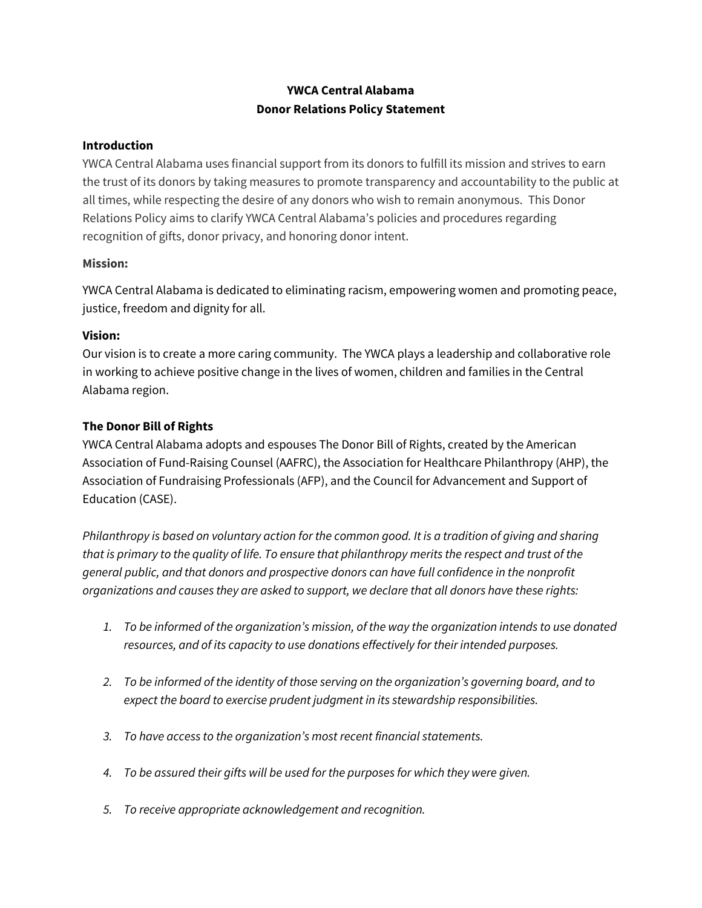# YWCA Central Alabama
## Donor Relations Policy Statement

### Introduction

YWCA Central Alabama uses financial support from its donors to fulfill its mission and strives to earn the trust of its donors by taking measures to promote transparency and accountability to the public at all times, while respecting the desire of any donors who wish to remain anonymous. This Donor Relations Policy aims to clarify YWCA Central Alabama's policies and procedures regarding recognition of gifts, donor privacy, and honoring donor intent.

**Mission:**

YWCA Central Alabama is dedicated to eliminating racism, empowering women and promoting peace, justice, freedom and dignity for all.

**Vision:**

Our vision is to create a more caring community. The YWCA plays a leadership and collaborative role in working to achieve positive change in the lives of women, children and families in the Central Alabama region.

### The Donor Bill of Rights

YWCA Central Alabama adopts and espouses The Donor Bill of Rights, created by the American Association of Fund-Raising Counsel (AAFRC), the Association for Healthcare Philanthropy (AHP), the Association of Fundraising Professionals (AFP), and the Council for Advancement and Support of Education (CASE).

*Philanthropy is based on voluntary action for the common good. It is a tradition of giving and sharing that is primary to the quality of life. To ensure that philanthropy merits the respect and trust of the general public, and that donors and prospective donors can have full confidence in the nonprofit organizations and causes they are asked to support, we declare that all donors have these rights:*

1. *To be informed of the organization's mission, of the way the organization intends to use donated resources, and of its capacity to use donations effectively for their intended purposes.*
2. *To be informed of the identity of those serving on the organization's governing board, and to expect the board to exercise prudent judgment in its stewardship responsibilities.*
3. *To have access to the organization's most recent financial statements.*
4. *To be assured their gifts will be used for the purposes for which they were given.*
5. *To receive appropriate acknowledgement and recognition.*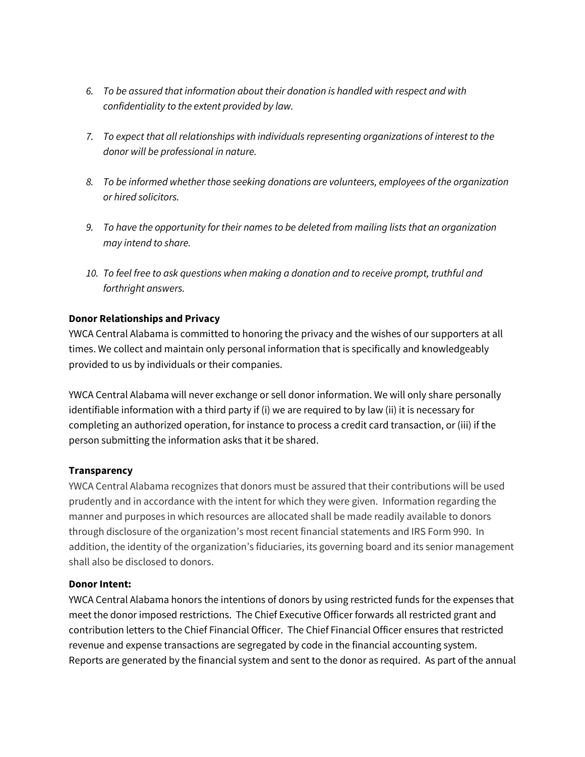6. *To be assured that information about their donation is handled with respect and with confidentiality to the extent provided by law.*

7. *To expect that all relationships with individuals representing organizations of interest to the donor will be professional in nature.*

8. *To be informed whether those seeking donations are volunteers, employees of the organization or hired solicitors.*

9. *To have the opportunity for their names to be deleted from mailing lists that an organization may intend to share.*

10. *To feel free to ask questions when making a donation and to receive prompt, truthful and forthright answers.*

**Donor Relationships and Privacy**

YWCA Central Alabama is committed to honoring the privacy and the wishes of our supporters at all times. We collect and maintain only personal information that is specifically and knowledgeably provided to us by individuals or their companies.

YWCA Central Alabama will never exchange or sell donor information. We will only share personally identifiable information with a third party if (i) we are required to by law (ii) it is necessary for completing an authorized operation, for instance to process a credit card transaction, or (iii) if the person submitting the information asks that it be shared.

**Transparency**

YWCA Central Alabama recognizes that donors must be assured that their contributions will be used prudently and in accordance with the intent for which they were given. Information regarding the manner and purposes in which resources are allocated shall be made readily available to donors through disclosure of the organization's most recent financial statements and IRS Form 990. In addition, the identity of the organization's fiduciaries, its governing board and its senior management shall also be disclosed to donors.

**Donor Intent:**

YWCA Central Alabama honors the intentions of donors by using restricted funds for the expenses that meet the donor imposed restrictions. The Chief Executive Officer forwards all restricted grant and contribution letters to the Chief Financial Officer. The Chief Financial Officer ensures that restricted revenue and expense transactions are segregated by code in the financial accounting system. Reports are generated by the financial system and sent to the donor as required. As part of the annual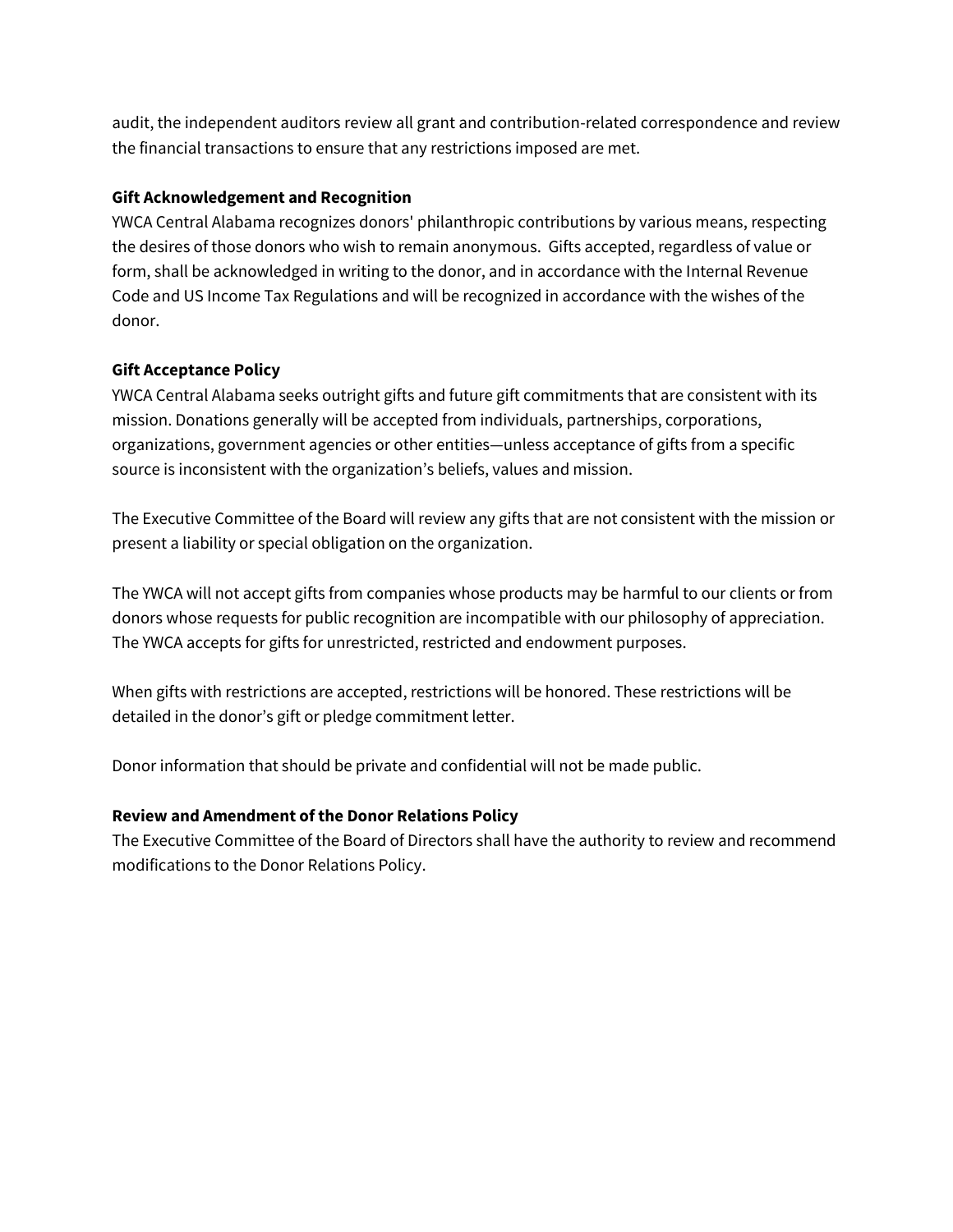audit, the independent auditors review all grant and contribution-related correspondence and review the financial transactions to ensure that any restrictions imposed are met.

**Gift Acknowledgement and Recognition**

YWCA Central Alabama recognizes donors' philanthropic contributions by various means, respecting the desires of those donors who wish to remain anonymous. Gifts accepted, regardless of value or form, shall be acknowledged in writing to the donor, and in accordance with the Internal Revenue Code and US Income Tax Regulations and will be recognized in accordance with the wishes of the donor.

**Gift Acceptance Policy**

YWCA Central Alabama seeks outright gifts and future gift commitments that are consistent with its mission. Donations generally will be accepted from individuals, partnerships, corporations, organizations, government agencies or other entities—unless acceptance of gifts from a specific source is inconsistent with the organization's beliefs, values and mission.

The Executive Committee of the Board will review any gifts that are not consistent with the mission or present a liability or special obligation on the organization.

The YWCA will not accept gifts from companies whose products may be harmful to our clients or from donors whose requests for public recognition are incompatible with our philosophy of appreciation. The YWCA accepts for gifts for unrestricted, restricted and endowment purposes.

When gifts with restrictions are accepted, restrictions will be honored. These restrictions will be detailed in the donor's gift or pledge commitment letter.

Donor information that should be private and confidential will not be made public.

**Review and Amendment of the Donor Relations Policy**

The Executive Committee of the Board of Directors shall have the authority to review and recommend modifications to the Donor Relations Policy.